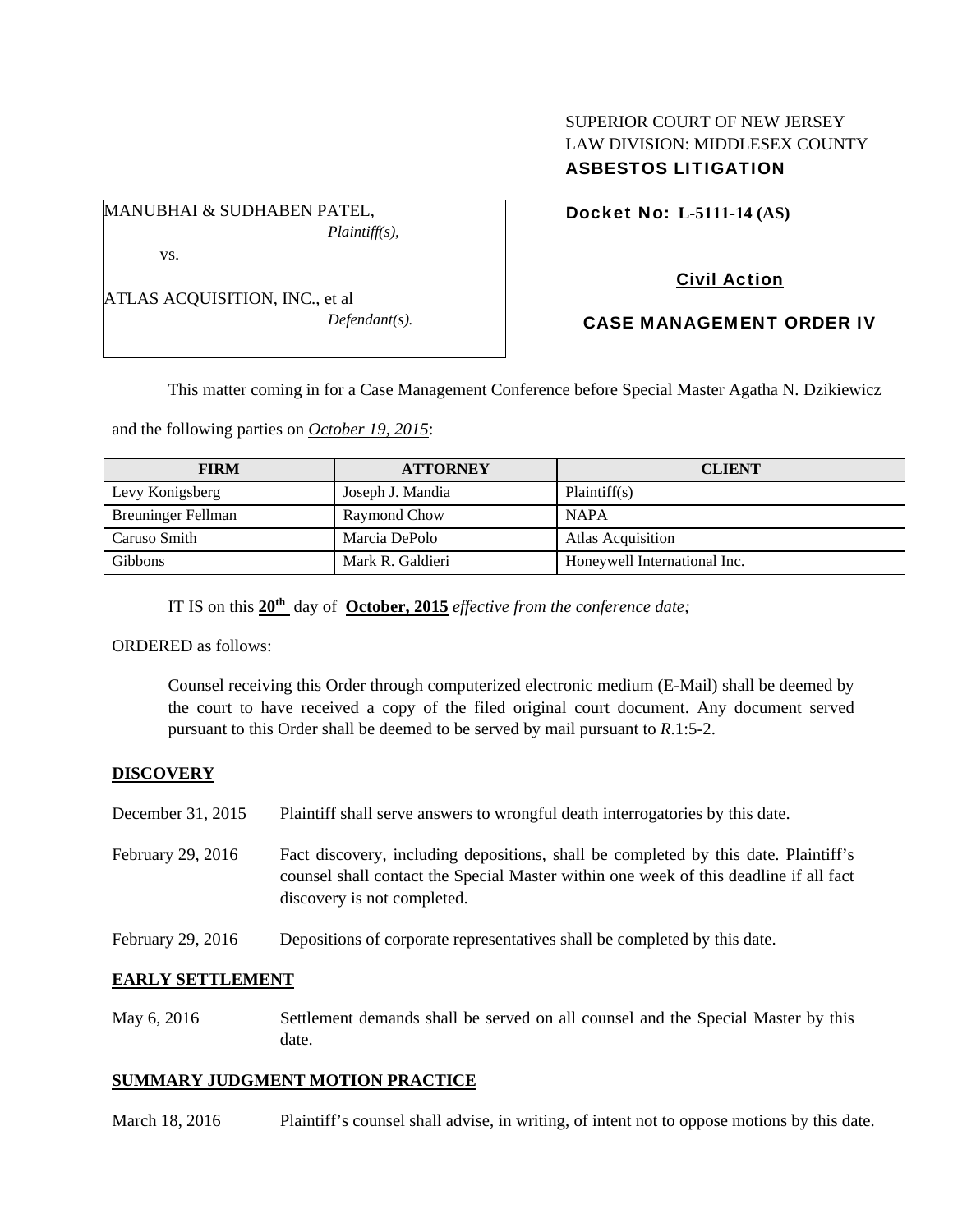SUPERIOR COURT OF NEW JERSEY
LAW DIVISION: MIDDLESEX COUNTY
**ASBESTOS LITIGATION**

MANUBHAI & SUDHABEN PATEL,
*Plaintiff(s),*

vs.

ATLAS ACQUISITION, INC., et al
*Defendant(s).*

**Docket No: L-5111-14 (AS)**

**Civil Action**

**CASE MANAGEMENT ORDER IV**

This matter coming in for a Case Management Conference before Special Master Agatha N. Dzikiewicz and the following parties on *October 19, 2015*:

| FIRM | ATTORNEY | CLIENT |
|---|---|---|
| Levy Konigsberg | Joseph J. Mandia | Plaintiff(s) |
| Breuninger Fellman | Raymond Chow | NAPA |
| Caruso Smith | Marcia DePolo | Atlas Acquisition |
| Gibbons | Mark R. Galdieri | Honeywell International Inc. |

IT IS on this **20th** day of **October, 2015** *effective from the conference date;*

ORDERED as follows:

Counsel receiving this Order through computerized electronic medium (E-Mail) shall be deemed by the court to have received a copy of the filed original court document. Any document served pursuant to this Order shall be deemed to be served by mail pursuant to *R*.1:5-2.

**DISCOVERY**

December 31, 2015 Plaintiff shall serve answers to wrongful death interrogatories by this date.

February 29, 2016 Fact discovery, including depositions, shall be completed by this date. Plaintiff's counsel shall contact the Special Master within one week of this deadline if all fact discovery is not completed.

February 29, 2016 Depositions of corporate representatives shall be completed by this date.

**EARLY SETTLEMENT**

May 6, 2016 Settlement demands shall be served on all counsel and the Special Master by this date.

**SUMMARY JUDGMENT MOTION PRACTICE**

March 18, 2016 Plaintiff's counsel shall advise, in writing, of intent not to oppose motions by this date.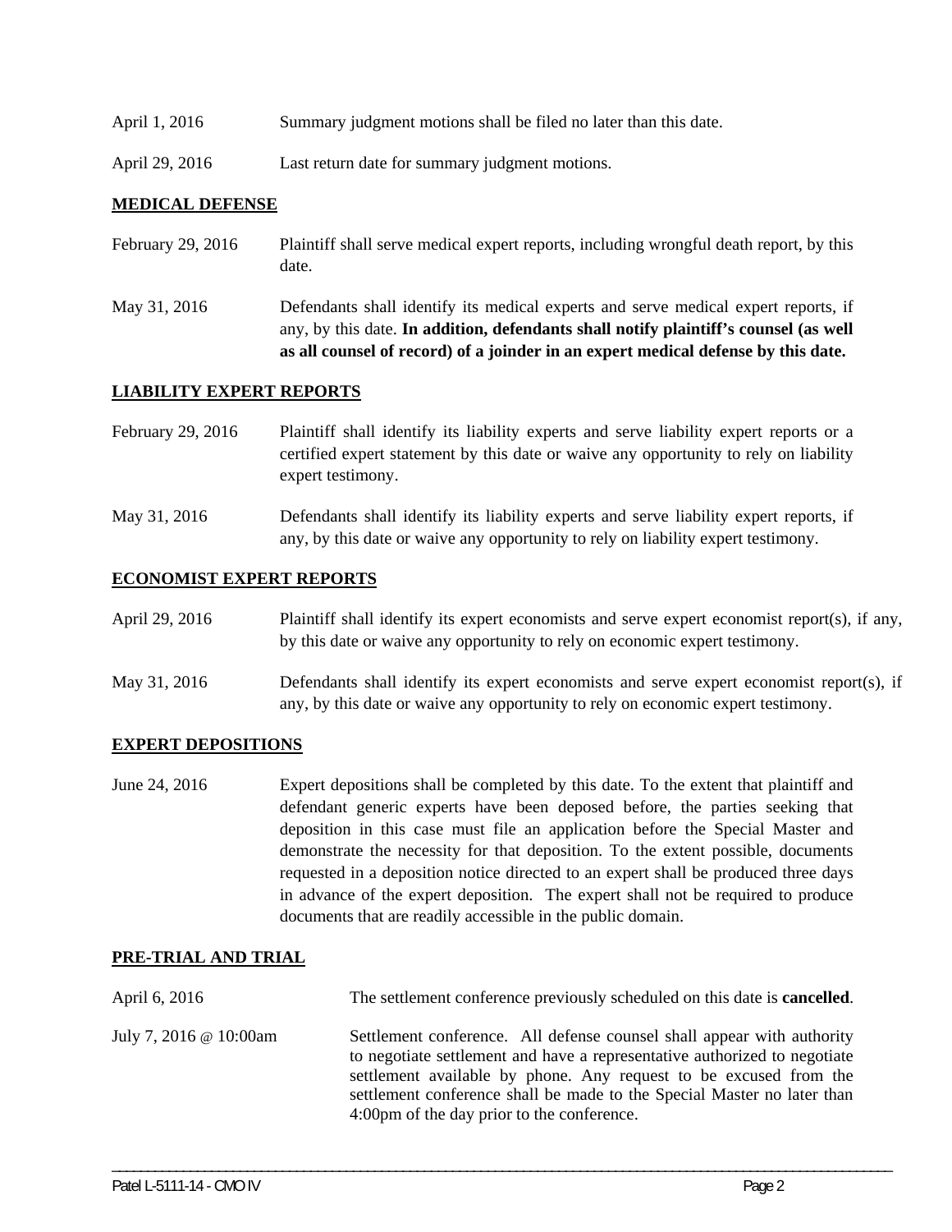| | |
|---|---|
| April 1, 2016 | Summary judgment motions shall be filed no later than this date. |
| April 29, 2016 | Last return date for summary judgment motions. |

## MEDICAL DEFENSE

| | |
|---|---|
| February 29, 2016 | Plaintiff shall serve medical expert reports, including wrongful death report, by this date. |
| May 31, 2016 | Defendants shall identify its medical experts and serve medical expert reports, if any, by this date. **In addition, defendants shall notify plaintiff's counsel (as well as all counsel of record) of a joinder in an expert medical defense by this date.** |

## LIABILITY EXPERT REPORTS

| | |
|---|---|
| February 29, 2016 | Plaintiff shall identify its liability experts and serve liability expert reports or a certified expert statement by this date or waive any opportunity to rely on liability expert testimony. |
| May 31, 2016 | Defendants shall identify its liability experts and serve liability expert reports, if any, by this date or waive any opportunity to rely on liability expert testimony. |

## ECONOMIST EXPERT REPORTS

| | |
|---|---|
| April 29, 2016 | Plaintiff shall identify its expert economists and serve expert economist report(s), if any, by this date or waive any opportunity to rely on economic expert testimony. |
| May 31, 2016 | Defendants shall identify its expert economists and serve expert economist report(s), if any, by this date or waive any opportunity to rely on economic expert testimony. |

## EXPERT DEPOSITIONS

| | |
|---|---|
| June 24, 2016 | Expert depositions shall be completed by this date. To the extent that plaintiff and defendant generic experts have been deposed before, the parties seeking that deposition in this case must file an application before the Special Master and demonstrate the necessity for that deposition. To the extent possible, documents requested in a deposition notice directed to an expert shall be produced three days in advance of the expert deposition. The expert shall not be required to produce documents that are readily accessible in the public domain. |

## PRE-TRIAL AND TRIAL

| | |
|---|---|
| April 6, 2016 | The settlement conference previously scheduled on this date is **cancelled**. |
| July 7, 2016 @ 10:00am | Settlement conference. All defense counsel shall appear with authority to negotiate settlement and have a representative authorized to negotiate settlement available by phone. Any request to be excused from the settlement conference shall be made to the Special Master no later than 4:00pm of the day prior to the conference. |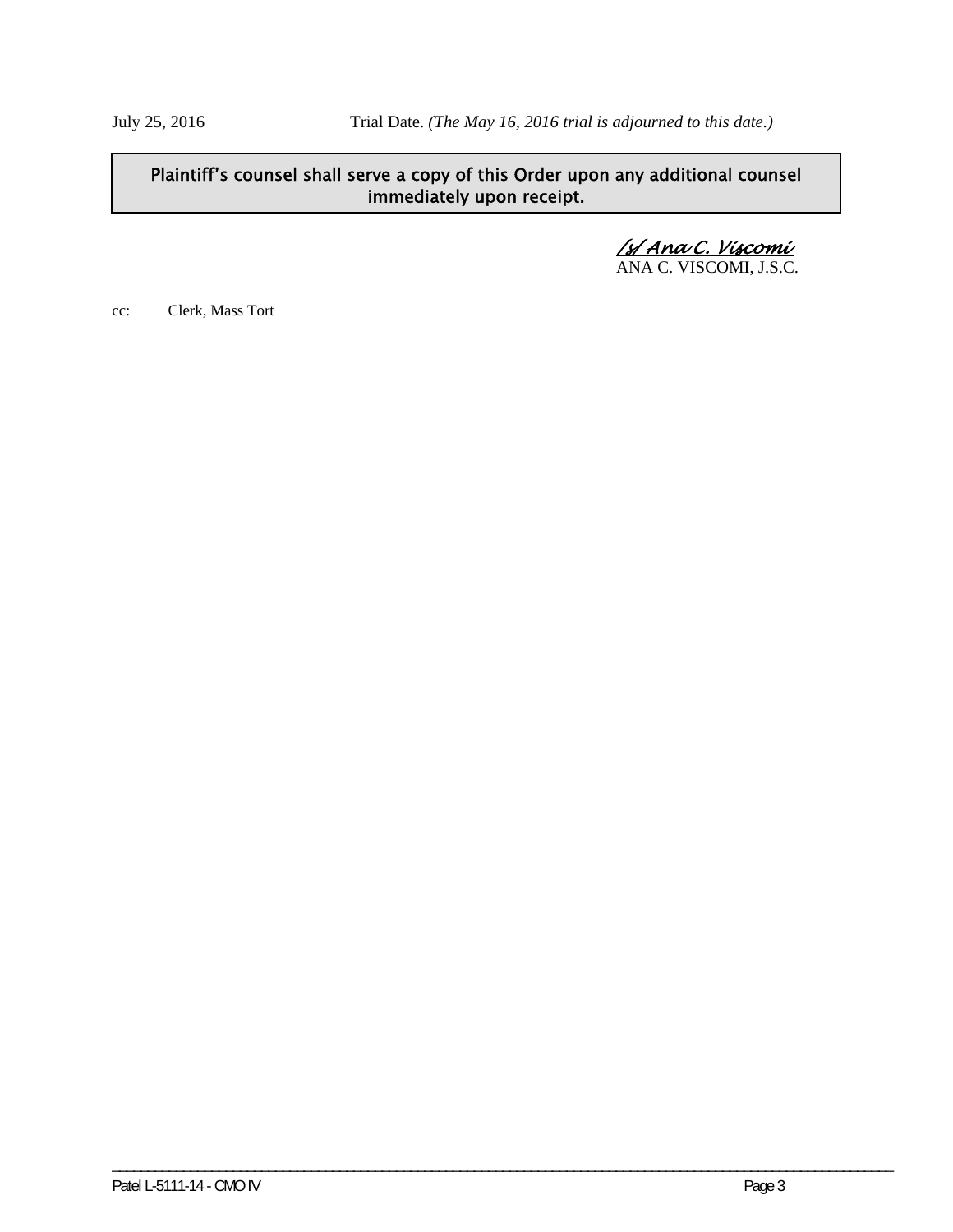| | |
|---|---|
| July 25, 2016 | Trial Date. *(The May 16, 2016 trial is adjourned to this date.)* |

**Plaintiff's counsel shall serve a copy of this Order upon any additional counsel immediately upon receipt.**

*/s/ Ana C. Viscomi*
ANA C. VISCOMI, J.S.C.

cc: Clerk, Mass Tort